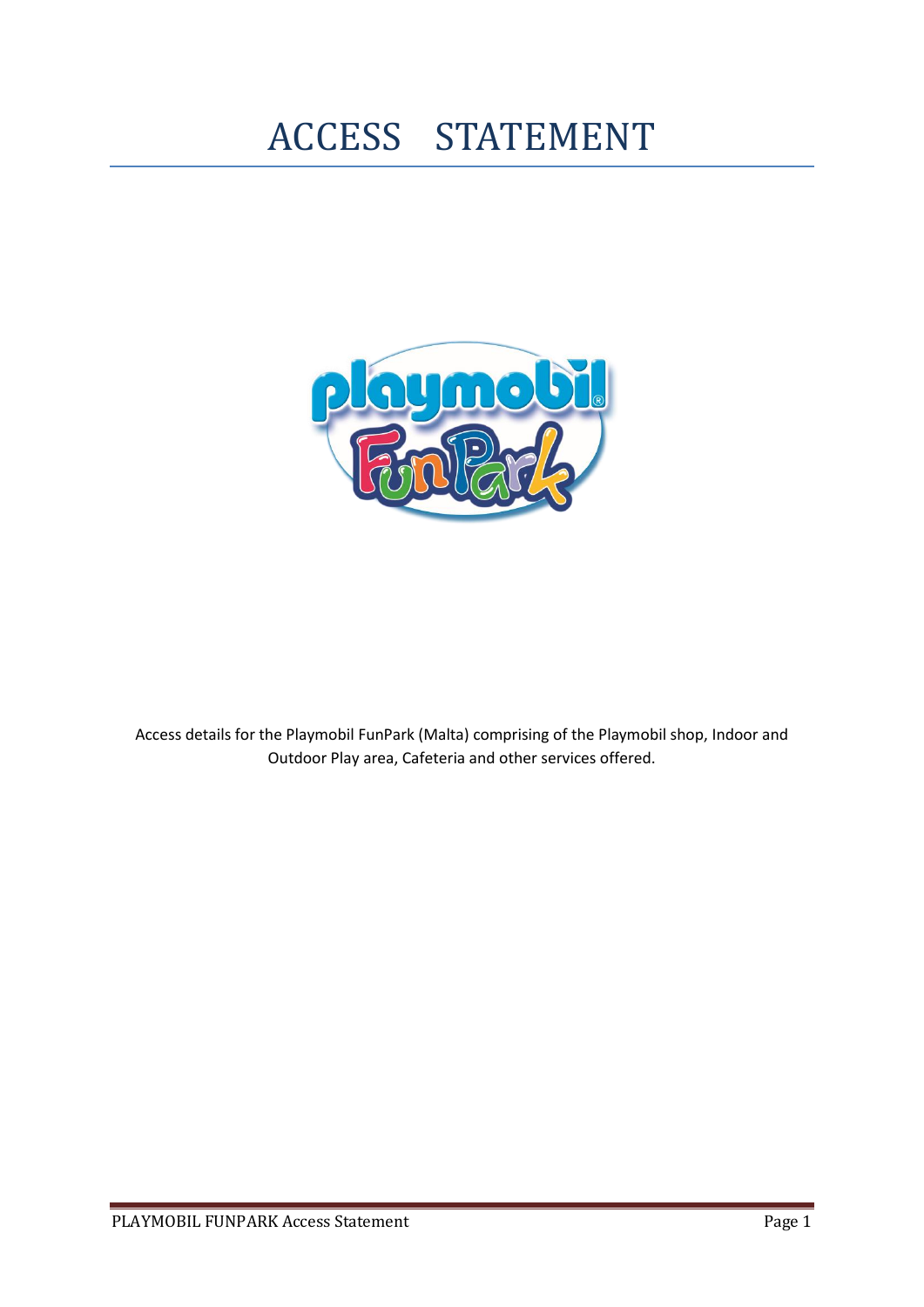# ACCESS STATEMENT

Access details for the Playmobil FunPark (Malta) comprising of the Playmobil shop, Indoor and Outdoor Play area, Cafeteria and other services offered.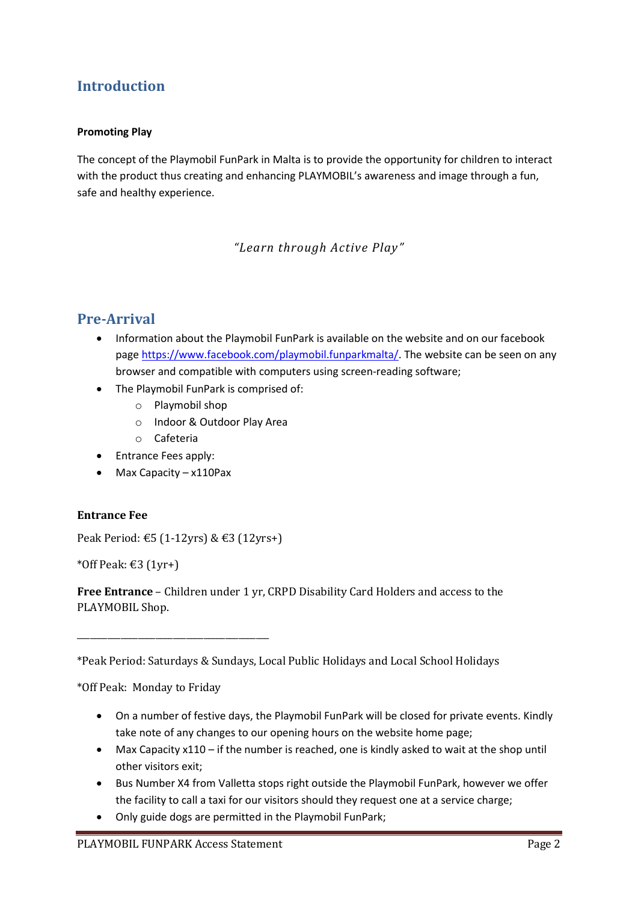## Introduction

**Promoting Play**

The concept of the Playmobil FunPark in Malta is to provide the opportunity for children to interact with the product thus creating and enhancing PLAYMOBIL's awareness and image through a fun, safe and healthy experience.

*"Learn through Active Play"*

## Pre-Arrival

- Information about the Playmobil FunPark is available on the website and on our facebook page [https://www.facebook.com/playmobil.funparkmalta/](https://www.facebook.com/playmobil.funparkmalta/). The website can be seen on any browser and compatible with computers using screen-reading software;
- The Playmobil FunPark is comprised of:
  - Playmobil shop
  - Indoor & Outdoor Play Area
  - Cafeteria
- Entrance Fees apply:
- Max Capacity – x110Pax

**Entrance Fee**

Peak Period: €5 (1-12yrs) & €3 (12yrs+)

*Off Peak: €3 (1yr+)

**Free Entrance** – Children under 1 yr, CRPD Disability Card Holders and access to the PLAYMOBIL Shop.

---

*Peak Period: Saturdays & Sundays, Local Public Holidays and Local School Holidays

*Off Peak: Monday to Friday

- On a number of festive days, the Playmobil FunPark will be closed for private events. Kindly take note of any changes to our opening hours on the website home page;
- Max Capacity x110 – if the number is reached, one is kindly asked to wait at the shop until other visitors exit;
- Bus Number X4 from Valletta stops right outside the Playmobil FunPark, however we offer the facility to call a taxi for our visitors should they request one at a service charge;
- Only guide dogs are permitted in the Playmobil FunPark;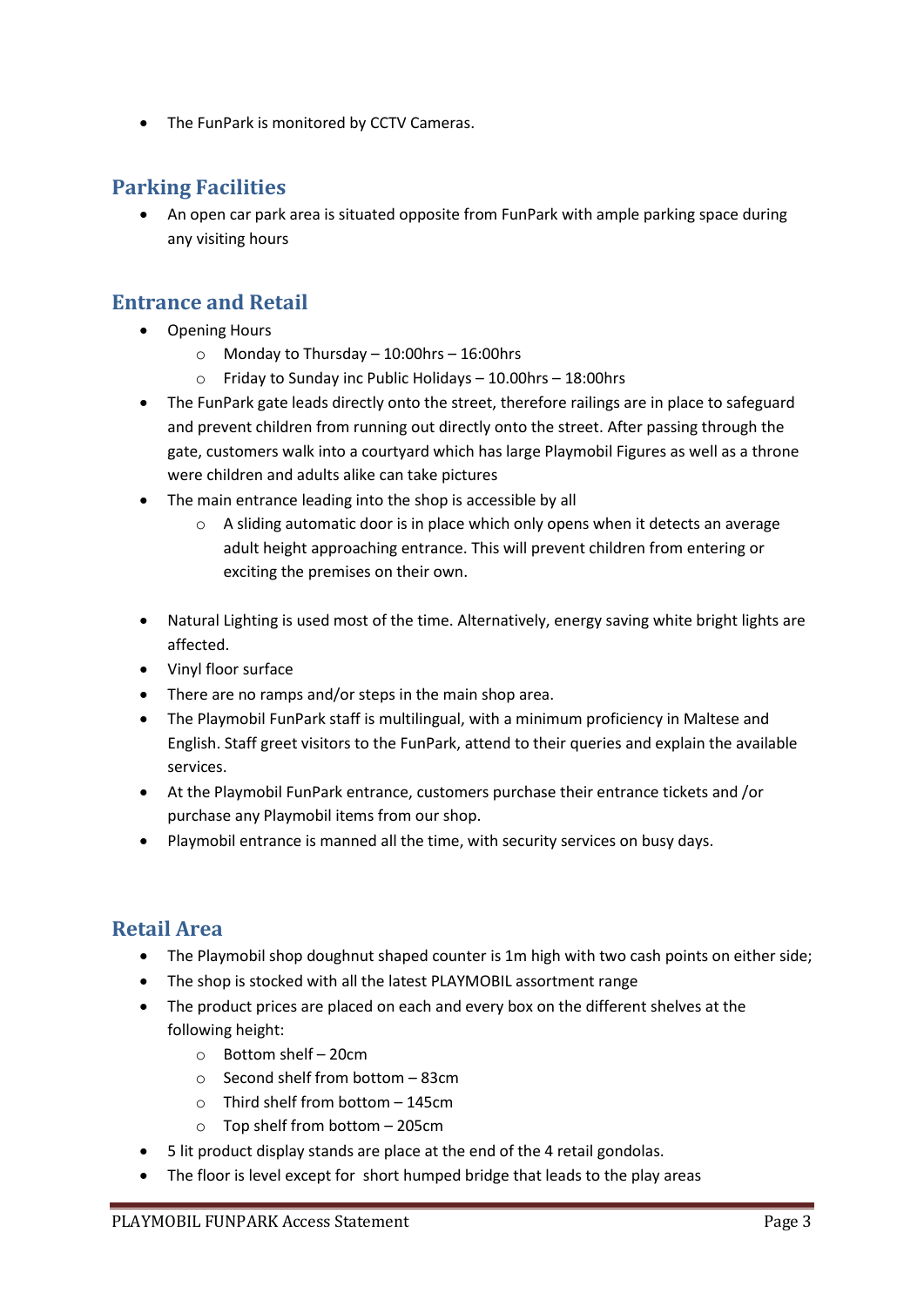- The FunPark is monitored by CCTV Cameras.

## Parking Facilities

- An open car park area is situated opposite from FunPark with ample parking space during any visiting hours

## Entrance and Retail

- Opening Hours
  - Monday to Thursday – 10:00hrs – 16:00hrs
  - Friday to Sunday inc Public Holidays – 10.00hrs – 18:00hrs
- The FunPark gate leads directly onto the street, therefore railings are in place to safeguard and prevent children from running out directly onto the street. After passing through the gate, customers walk into a courtyard which has large Playmobil Figures as well as a throne were children and adults alike can take pictures
- The main entrance leading into the shop is accessible by all
  - A sliding automatic door is in place which only opens when it detects an average adult height approaching entrance. This will prevent children from entering or exciting the premises on their own.

- Natural Lighting is used most of the time. Alternatively, energy saving white bright lights are affected.
- Vinyl floor surface
- There are no ramps and/or steps in the main shop area.
- The Playmobil FunPark staff is multilingual, with a minimum proficiency in Maltese and English. Staff greet visitors to the FunPark, attend to their queries and explain the available services.
- At the Playmobil FunPark entrance, customers purchase their entrance tickets and /or purchase any Playmobil items from our shop.
- Playmobil entrance is manned all the time, with security services on busy days.

## Retail Area

- The Playmobil shop doughnut shaped counter is 1m high with two cash points on either side;
- The shop is stocked with all the latest PLAYMOBIL assortment range
- The product prices are placed on each and every box on the different shelves at the following height:
  - Bottom shelf – 20cm
  - Second shelf from bottom – 83cm
  - Third shelf from bottom – 145cm
  - Top shelf from bottom – 205cm
- 5 lit product display stands are place at the end of the 4 retail gondolas.
- The floor is level except for short humped bridge that leads to the play areas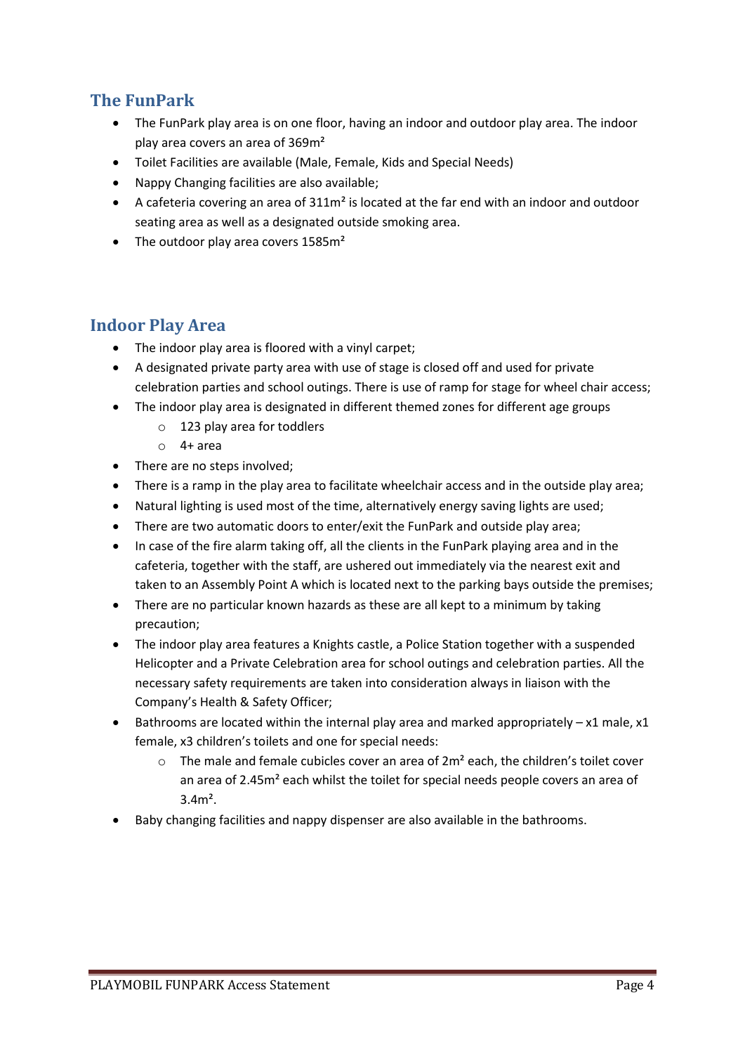## The FunPark

- The FunPark play area is on one floor, having an indoor and outdoor play area. The indoor play area covers an area of 369m²
- Toilet Facilities are available (Male, Female, Kids and Special Needs)
- Nappy Changing facilities are also available;
- A cafeteria covering an area of 311m² is located at the far end with an indoor and outdoor seating area as well as a designated outside smoking area.
- The outdoor play area covers 1585m²

## Indoor Play Area

- The indoor play area is floored with a vinyl carpet;
- A designated private party area with use of stage is closed off and used for private celebration parties and school outings. There is use of ramp for stage for wheel chair access;
- The indoor play area is designated in different themed zones for different age groups
  - 123 play area for toddlers
  - 4+ area
- There are no steps involved;
- There is a ramp in the play area to facilitate wheelchair access and in the outside play area;
- Natural lighting is used most of the time, alternatively energy saving lights are used;
- There are two automatic doors to enter/exit the FunPark and outside play area;
- In case of the fire alarm taking off, all the clients in the FunPark playing area and in the cafeteria, together with the staff, are ushered out immediately via the nearest exit and taken to an Assembly Point A which is located next to the parking bays outside the premises;
- There are no particular known hazards as these are all kept to a minimum by taking precaution;
- The indoor play area features a Knights castle, a Police Station together with a suspended Helicopter and a Private Celebration area for school outings and celebration parties. All the necessary safety requirements are taken into consideration always in liaison with the Company's Health & Safety Officer;
- Bathrooms are located within the internal play area and marked appropriately – x1 male, x1 female, x3 children's toilets and one for special needs:
  - The male and female cubicles cover an area of 2m² each, the children's toilet cover an area of 2.45m² each whilst the toilet for special needs people covers an area of 3.4m².
- Baby changing facilities and nappy dispenser are also available in the bathrooms.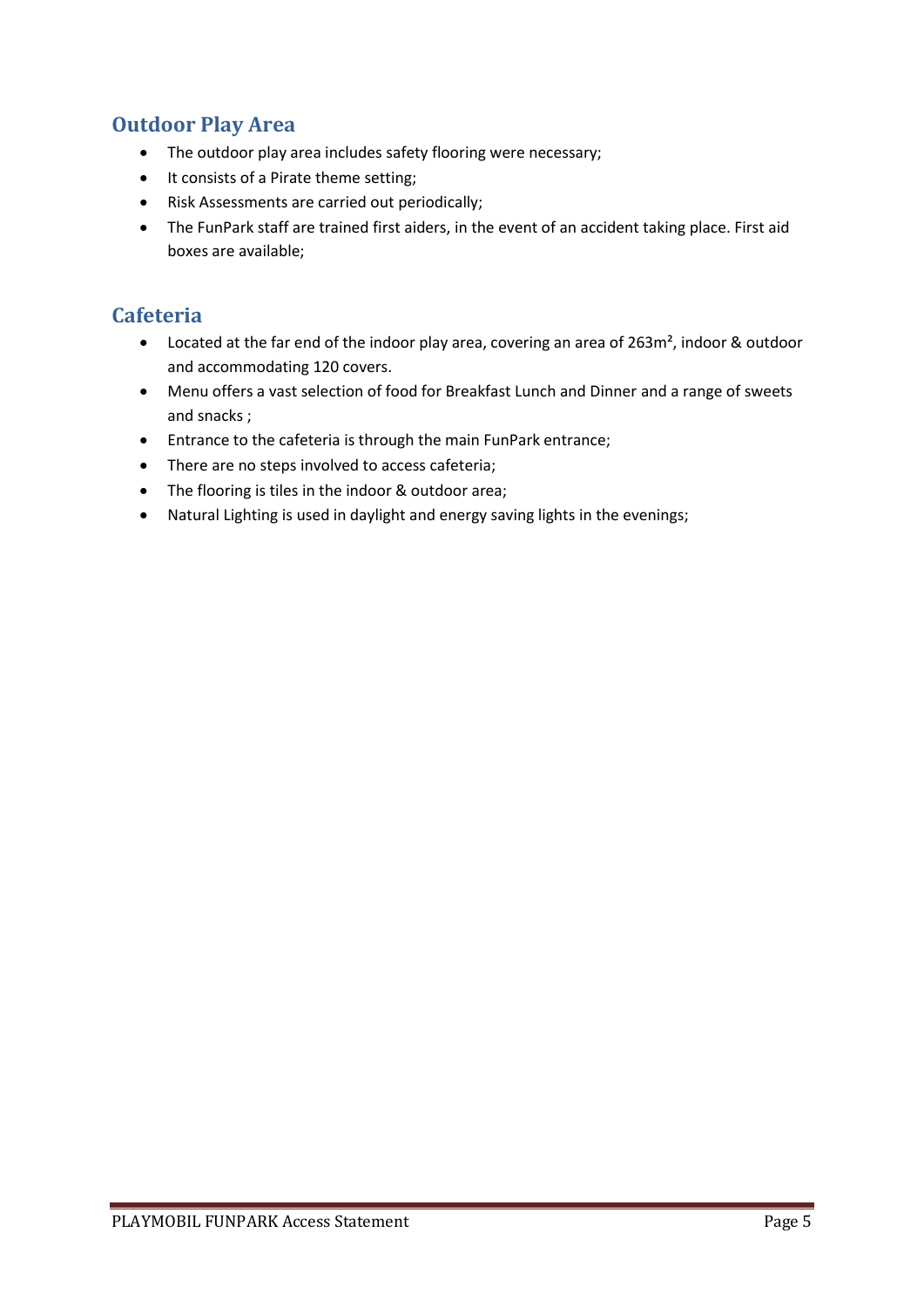## Outdoor Play Area

- The outdoor play area includes safety flooring were necessary;
- It consists of a Pirate theme setting;
- Risk Assessments are carried out periodically;
- The FunPark staff are trained first aiders, in the event of an accident taking place. First aid boxes are available;

## Cafeteria

- Located at the far end of the indoor play area, covering an area of 263m², indoor & outdoor and accommodating 120 covers.
- Menu offers a vast selection of food for Breakfast Lunch and Dinner and a range of sweets and snacks ;
- Entrance to the cafeteria is through the main FunPark entrance;
- There are no steps involved to access cafeteria;
- The flooring is tiles in the indoor & outdoor area;
- Natural Lighting is used in daylight and energy saving lights in the evenings;